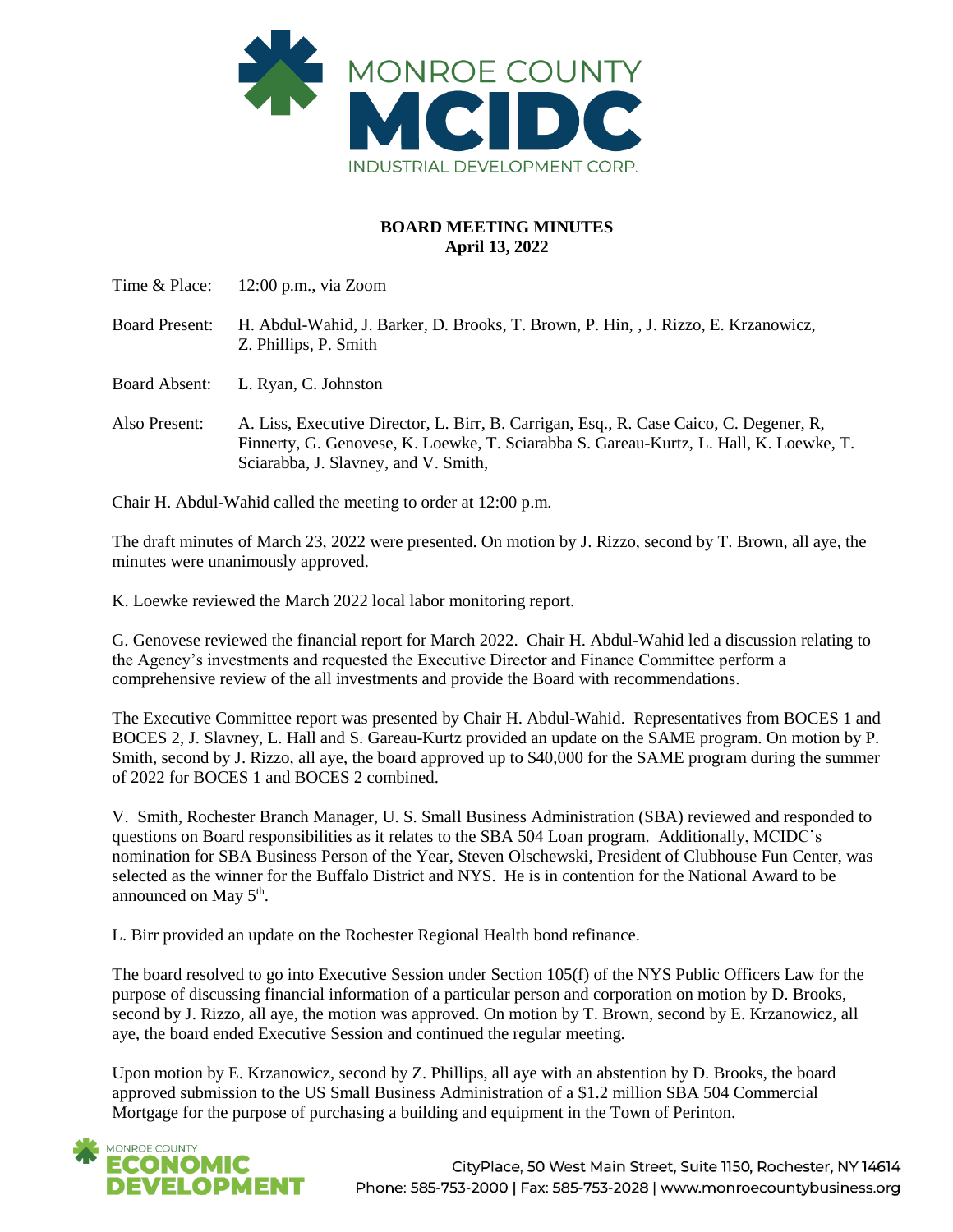MONROE COUNTY
MCIDC
INDUSTRIAL DEVELOPMENT CORP.

**BOARD MEETING MINUTES**
**April 13, 2022**

Time & Place: 12:00 p.m., via Zoom

Board Present: H. Abdul-Wahid, J. Barker, D. Brooks, T. Brown, P. Hin, , J. Rizzo, E. Krzanowicz, Z. Phillips, P. Smith

Board Absent: L. Ryan, C. Johnston

Also Present: A. Liss, Executive Director, L. Birr, B. Carrigan, Esq., R. Case Caico, C. Degener, R, Finnerty, G. Genovese, K. Loewke, T. Sciarabba S. Gareau-Kurtz, L. Hall, K. Loewke, T. Sciarabba, J. Slavney, and V. Smith,

Chair H. Abdul-Wahid called the meeting to order at 12:00 p.m.

The draft minutes of March 23, 2022 were presented. On motion by J. Rizzo, second by T. Brown, all aye, the minutes were unanimously approved.

K. Loewke reviewed the March 2022 local labor monitoring report.

G. Genovese reviewed the financial report for March 2022. Chair H. Abdul-Wahid led a discussion relating to the Agency's investments and requested the Executive Director and Finance Committee perform a comprehensive review of the all investments and provide the Board with recommendations.

The Executive Committee report was presented by Chair H. Abdul-Wahid. Representatives from BOCES 1 and BOCES 2, J. Slavney, L. Hall and S. Gareau-Kurtz provided an update on the SAME program. On motion by P. Smith, second by J. Rizzo, all aye, the board approved up to $40,000 for the SAME program during the summer of 2022 for BOCES 1 and BOCES 2 combined.

V. Smith, Rochester Branch Manager, U. S. Small Business Administration (SBA) reviewed and responded to questions on Board responsibilities as it relates to the SBA 504 Loan program. Additionally, MCIDC's nomination for SBA Business Person of the Year, Steven Olschewski, President of Clubhouse Fun Center, was selected as the winner for the Buffalo District and NYS. He is in contention for the National Award to be announced on May 5th.

L. Birr provided an update on the Rochester Regional Health bond refinance.

The board resolved to go into Executive Session under Section 105(f) of the NYS Public Officers Law for the purpose of discussing financial information of a particular person and corporation on motion by D. Brooks, second by J. Rizzo, all aye, the motion was approved. On motion by T. Brown, second by E. Krzanowicz, all aye, the board ended Executive Session and continued the regular meeting.

Upon motion by E. Krzanowicz, second by Z. Phillips, all aye with an abstention by D. Brooks, the board approved submission to the US Small Business Administration of a $1.2 million SBA 504 Commercial Mortgage for the purpose of purchasing a building and equipment in the Town of Perinton.

MONROE COUNTY ECONOMIC DEVELOPMENT

CityPlace, 50 West Main Street, Suite 1150, Rochester, NY 14614
Phone: 585-753-2000 | Fax: 585-753-2028 | www.monroecountybusiness.org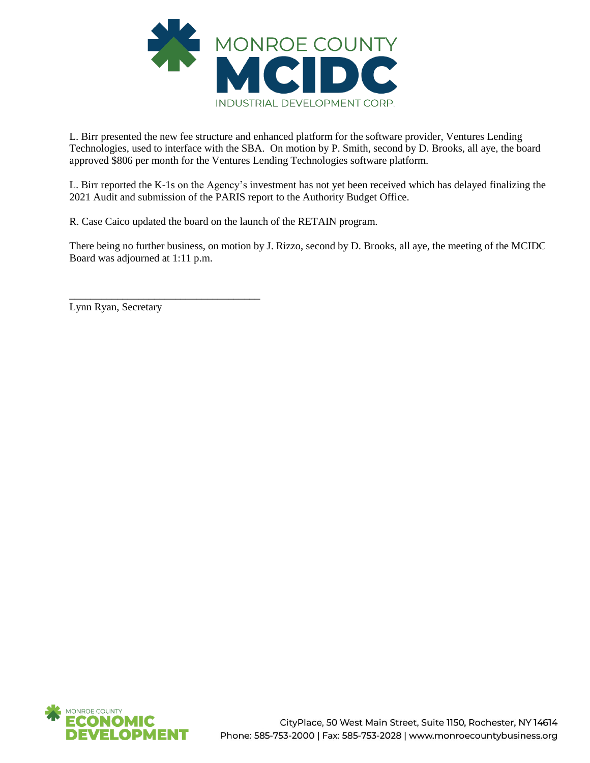L. Birr presented the new fee structure and enhanced platform for the software provider, Ventures Lending Technologies, used to interface with the SBA. On motion by P. Smith, second by D. Brooks, all aye, the board approved $806 per month for the Ventures Lending Technologies software platform.

L. Birr reported the K-1s on the Agency's investment has not yet been received which has delayed finalizing the 2021 Audit and submission of the PARIS report to the Authority Budget Office.

R. Case Caico updated the board on the launch of the RETAIN program.

There being no further business, on motion by J. Rizzo, second by D. Brooks, all aye, the meeting of the MCIDC Board was adjourned at 1:11 p.m.

\_\_\_\_\_\_\_\_\_\_\_\_\_\_\_\_\_\_\_\_\_\_\_\_\_\_\_\_\_\_\_\_\_\_\_\_

Lynn Ryan, Secretary